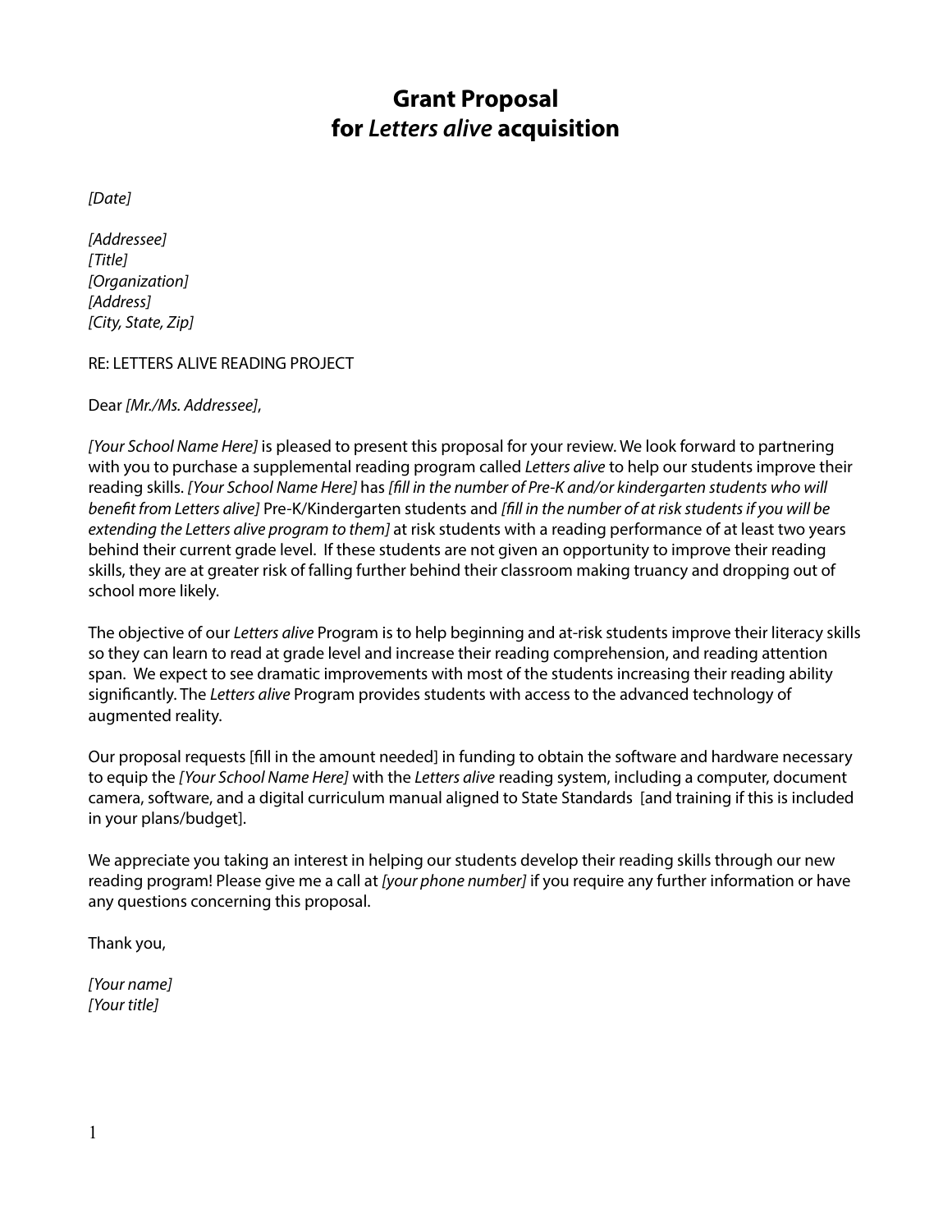# Grant Proposal
# for *Letters alive* acquisition

*[Date]*

*[Addressee]*
*[Title]*
*[Organization]*
*[Address]*
*[City, State, Zip]*

RE: LETTERS ALIVE READING PROJECT

Dear *[Mr./Ms. Addressee]*,

*[Your School Name Here]* is pleased to present this proposal for your review. We look forward to partnering with you to purchase a supplemental reading program called *Letters alive* to help our students improve their reading skills. *[Your School Name Here]* has *[fill in the number of Pre-K and/or kindergarten students who will benefit from Letters alive]* Pre-K/Kindergarten students and *[fill in the number of at risk students if you will be extending the Letters alive program to them]* at risk students with a reading performance of at least two years behind their current grade level. If these students are not given an opportunity to improve their reading skills, they are at greater risk of falling further behind their classroom making truancy and dropping out of school more likely.

The objective of our *Letters alive* Program is to help beginning and at-risk students improve their literacy skills so they can learn to read at grade level and increase their reading comprehension, and reading attention span. We expect to see dramatic improvements with most of the students increasing their reading ability significantly. The *Letters alive* Program provides students with access to the advanced technology of augmented reality.

Our proposal requests [fill in the amount needed] in funding to obtain the software and hardware necessary to equip the *[Your School Name Here]* with the *Letters alive* reading system, including a computer, document camera, software, and a digital curriculum manual aligned to State Standards [and training if this is included in your plans/budget].

We appreciate you taking an interest in helping our students develop their reading skills through our new reading program! Please give me a call at *[your phone number]* if you require any further information or have any questions concerning this proposal.

Thank you,

*[Your name]*
*[Your title]*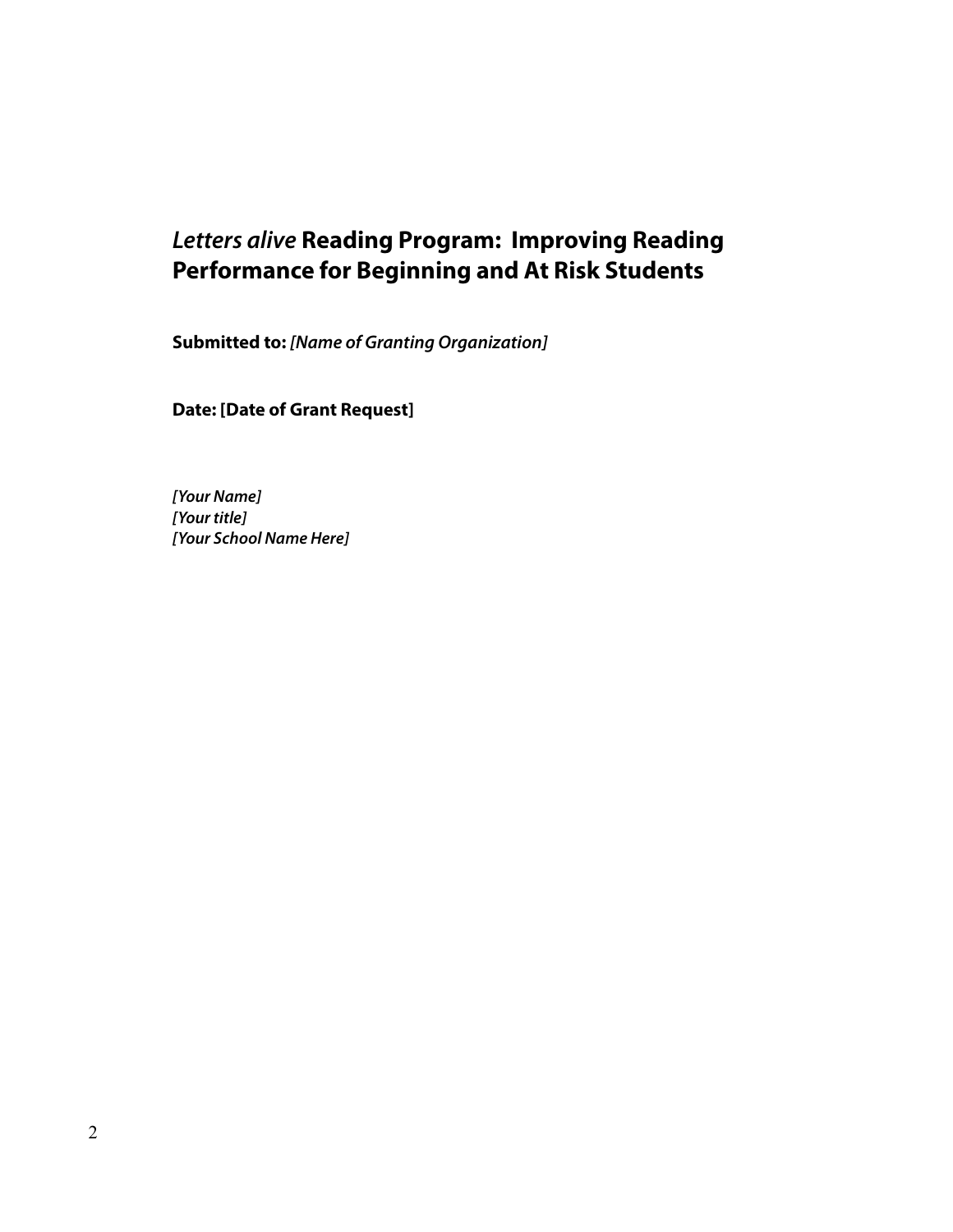# *Letters alive* Reading Program: Improving Reading Performance for Beginning and At Risk Students

**Submitted to:** ***[Name of Granting Organization]***

**Date: [Date of Grant Request]**

***[Your Name]***
***[Your title]***
***[Your School Name Here]***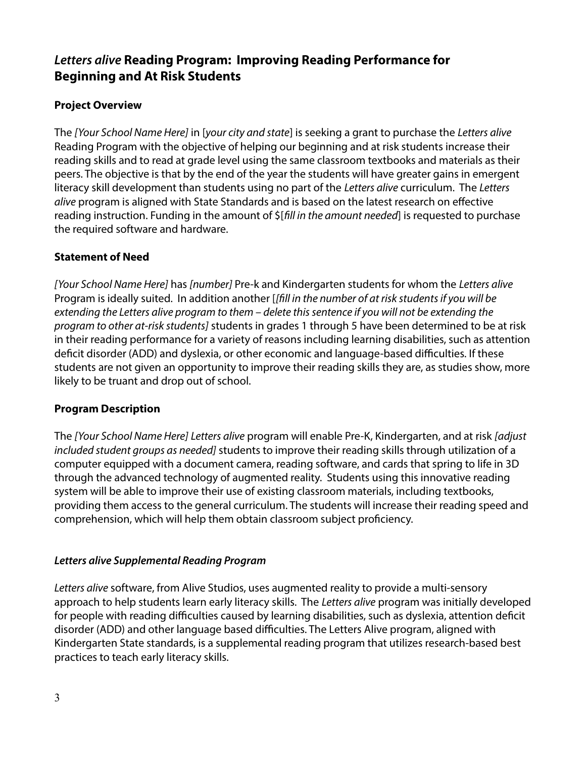## *Letters alive* Reading Program: Improving Reading Performance for Beginning and At Risk Students

### Project Overview

The *[Your School Name Here]* in [*your city and state*] is seeking a grant to purchase the *Letters alive* Reading Program with the objective of helping our beginning and at risk students increase their reading skills and to read at grade level using the same classroom textbooks and materials as their peers. The objective is that by the end of the year the students will have greater gains in emergent literacy skill development than students using no part of the *Letters alive* curriculum. The *Letters alive* program is aligned with State Standards and is based on the latest research on effective reading instruction. Funding in the amount of $[*fill in the amount needed*] is requested to purchase the required software and hardware.

### Statement of Need

*[Your School Name Here]* has *[number]* Pre-k and Kindergarten students for whom the *Letters alive* Program is ideally suited. In addition another [*[fill in the number of at risk students if you will be extending the Letters alive program to them – delete this sentence if you will not be extending the program to other at-risk students]* students in grades 1 through 5 have been determined to be at risk in their reading performance for a variety of reasons including learning disabilities, such as attention deficit disorder (ADD) and dyslexia, or other economic and language-based difficulties. If these students are not given an opportunity to improve their reading skills they are, as studies show, more likely to be truant and drop out of school.

### Program Description

The *[Your School Name Here] Letters alive* program will enable Pre-K, Kindergarten, and at risk *[adjust included student groups as needed]* students to improve their reading skills through utilization of a computer equipped with a document camera, reading software, and cards that spring to life in 3D through the advanced technology of augmented reality. Students using this innovative reading system will be able to improve their use of existing classroom materials, including textbooks, providing them access to the general curriculum. The students will increase their reading speed and comprehension, which will help them obtain classroom subject proficiency.

### *Letters alive Supplemental Reading Program*

*Letters alive* software, from Alive Studios, uses augmented reality to provide a multi-sensory approach to help students learn early literacy skills. The *Letters alive* program was initially developed for people with reading difficulties caused by learning disabilities, such as dyslexia, attention deficit disorder (ADD) and other language based difficulties. The Letters Alive program, aligned with Kindergarten State standards, is a supplemental reading program that utilizes research-based best practices to teach early literacy skills.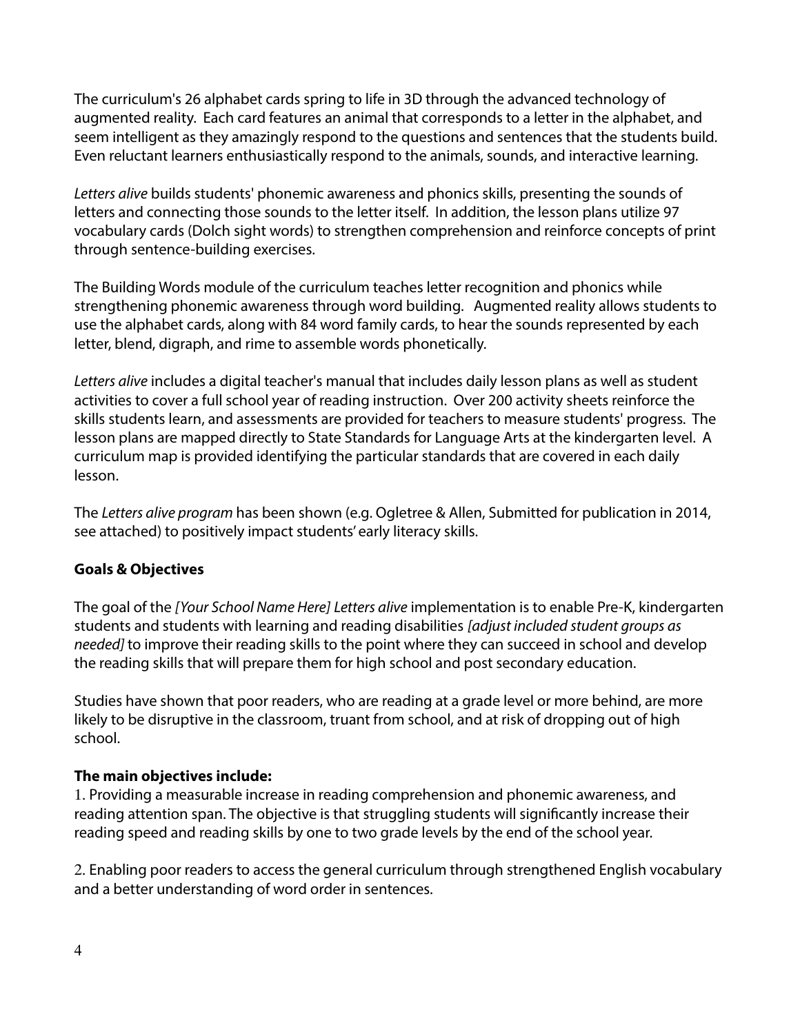The curriculum's 26 alphabet cards spring to life in 3D through the advanced technology of augmented reality. Each card features an animal that corresponds to a letter in the alphabet, and seem intelligent as they amazingly respond to the questions and sentences that the students build. Even reluctant learners enthusiastically respond to the animals, sounds, and interactive learning.

*Letters alive* builds students' phonemic awareness and phonics skills, presenting the sounds of letters and connecting those sounds to the letter itself. In addition, the lesson plans utilize 97 vocabulary cards (Dolch sight words) to strengthen comprehension and reinforce concepts of print through sentence-building exercises.

The Building Words module of the curriculum teaches letter recognition and phonics while strengthening phonemic awareness through word building. Augmented reality allows students to use the alphabet cards, along with 84 word family cards, to hear the sounds represented by each letter, blend, digraph, and rime to assemble words phonetically.

*Letters alive* includes a digital teacher's manual that includes daily lesson plans as well as student activities to cover a full school year of reading instruction. Over 200 activity sheets reinforce the skills students learn, and assessments are provided for teachers to measure students' progress. The lesson plans are mapped directly to State Standards for Language Arts at the kindergarten level. A curriculum map is provided identifying the particular standards that are covered in each daily lesson.

The *Letters alive program* has been shown (e.g. Ogletree & Allen, Submitted for publication in 2014, see attached) to positively impact students' early literacy skills.

**Goals & Objectives**

The goal of the *[Your School Name Here] Letters alive* implementation is to enable Pre-K, kindergarten students and students with learning and reading disabilities *[adjust included student groups as needed]* to improve their reading skills to the point where they can succeed in school and develop the reading skills that will prepare them for high school and post secondary education.

Studies have shown that poor readers, who are reading at a grade level or more behind, are more likely to be disruptive in the classroom, truant from school, and at risk of dropping out of high school.

**The main objectives include:**

1. Providing a measurable increase in reading comprehension and phonemic awareness, and reading attention span. The objective is that struggling students will significantly increase their reading speed and reading skills by one to two grade levels by the end of the school year.

2. Enabling poor readers to access the general curriculum through strengthened English vocabulary and a better understanding of word order in sentences.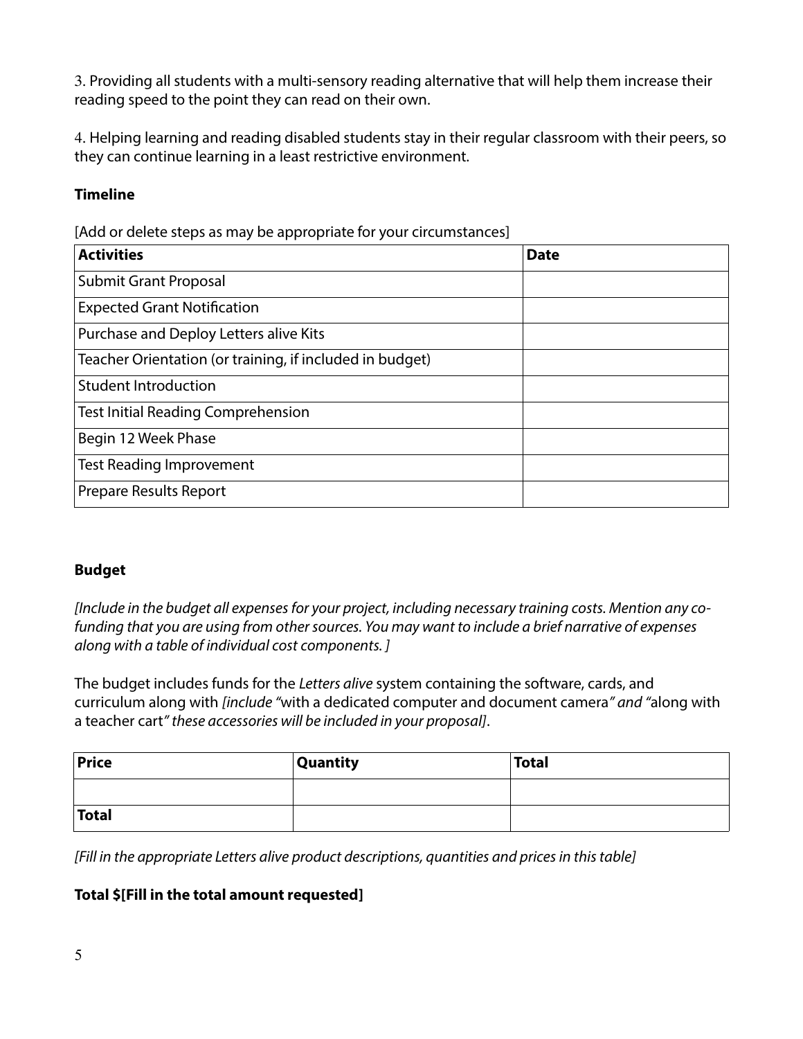3. Providing all students with a multi-sensory reading alternative that will help them increase their reading speed to the point they can read on their own.

4. Helping learning and reading disabled students stay in their regular classroom with their peers, so they can continue learning in a least restrictive environment.

**Timeline**

[Add or delete steps as may be appropriate for your circumstances]

| **Activities** | **Date** |
|---|---|
| Submit Grant Proposal | |
| Expected Grant Notification | |
| Purchase and Deploy Letters alive Kits | |
| Teacher Orientation (or training, if included in budget) | |
| Student Introduction | |
| Test Initial Reading Comprehension | |
| Begin 12 Week Phase | |
| Test Reading Improvement | |
| Prepare Results Report | |

**Budget**

*[Include in the budget all expenses for your project, including necessary training costs. Mention any co-funding that you are using from other sources. You may want to include a brief narrative of expenses along with a table of individual cost components. ]*

The budget includes funds for the *Letters alive* system containing the software, cards, and curriculum along with *[include "*with a dedicated computer and document camera*" and "*along with a teacher cart*" these accessories will be included in your proposal]*.

| **Price** | **Quantity** | **Total** |
|---|---|---|
| | | |
| **Total** | | |

*[Fill in the appropriate Letters alive product descriptions, quantities and prices in this table]*

**Total $[Fill in the total amount requested]**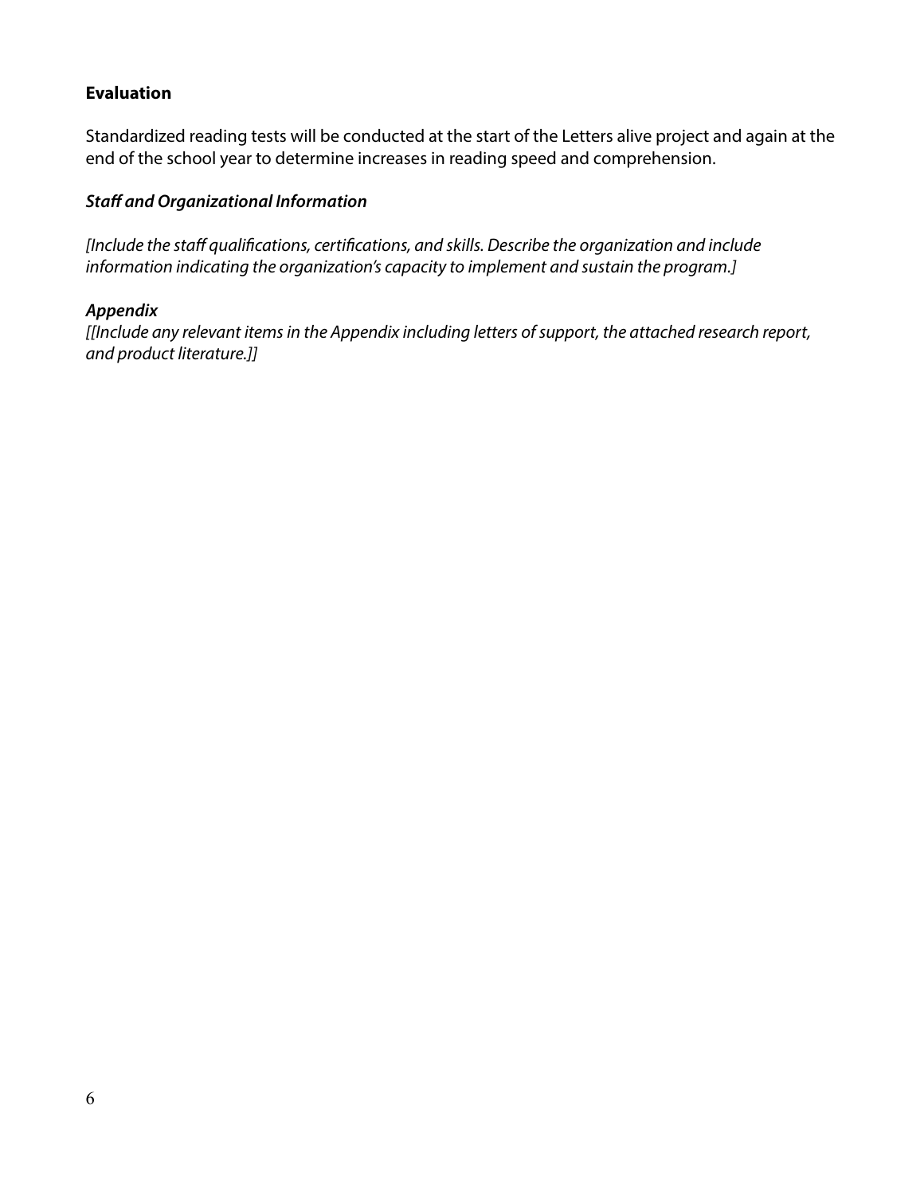**Evaluation**

Standardized reading tests will be conducted at the start of the Letters alive project and again at the end of the school year to determine increases in reading speed and comprehension.

***Staff and Organizational Information***

*[Include the staff qualifications, certifications, and skills. Describe the organization and include information indicating the organization's capacity to implement and sustain the program.]*

***Appendix***

*[[Include any relevant items in the Appendix including letters of support, the attached research report, and product literature.]]*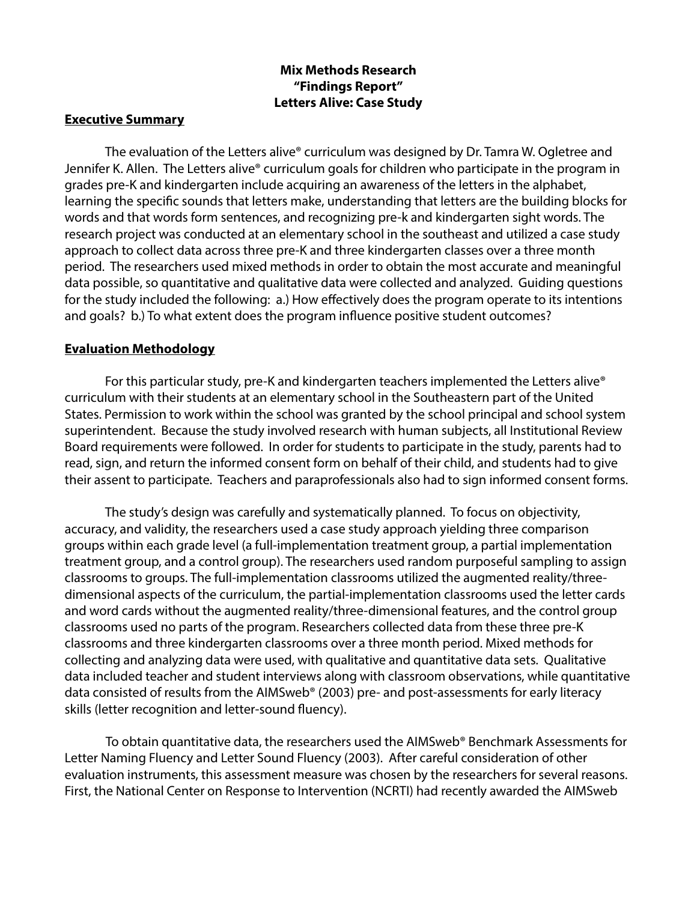**Mix Methods Research**
**"Findings Report"**
**Letters Alive: Case Study**

## Executive Summary

The evaluation of the Letters alive® curriculum was designed by Dr. Tamra W. Ogletree and Jennifer K. Allen. The Letters alive® curriculum goals for children who participate in the program in grades pre-K and kindergarten include acquiring an awareness of the letters in the alphabet, learning the specific sounds that letters make, understanding that letters are the building blocks for words and that words form sentences, and recognizing pre-k and kindergarten sight words. The research project was conducted at an elementary school in the southeast and utilized a case study approach to collect data across three pre-K and three kindergarten classes over a three month period. The researchers used mixed methods in order to obtain the most accurate and meaningful data possible, so quantitative and qualitative data were collected and analyzed. Guiding questions for the study included the following: a.) How effectively does the program operate to its intentions and goals? b.) To what extent does the program influence positive student outcomes?

## Evaluation Methodology

For this particular study, pre-K and kindergarten teachers implemented the Letters alive® curriculum with their students at an elementary school in the Southeastern part of the United States. Permission to work within the school was granted by the school principal and school system superintendent. Because the study involved research with human subjects, all Institutional Review Board requirements were followed. In order for students to participate in the study, parents had to read, sign, and return the informed consent form on behalf of their child, and students had to give their assent to participate. Teachers and paraprofessionals also had to sign informed consent forms.

The study's design was carefully and systematically planned. To focus on objectivity, accuracy, and validity, the researchers used a case study approach yielding three comparison groups within each grade level (a full-implementation treatment group, a partial implementation treatment group, and a control group). The researchers used random purposeful sampling to assign classrooms to groups. The full-implementation classrooms utilized the augmented reality/three-dimensional aspects of the curriculum, the partial-implementation classrooms used the letter cards and word cards without the augmented reality/three-dimensional features, and the control group classrooms used no parts of the program. Researchers collected data from these three pre-K classrooms and three kindergarten classrooms over a three month period. Mixed methods for collecting and analyzing data were used, with qualitative and quantitative data sets. Qualitative data included teacher and student interviews along with classroom observations, while quantitative data consisted of results from the AIMSweb® (2003) pre- and post-assessments for early literacy skills (letter recognition and letter-sound fluency).

To obtain quantitative data, the researchers used the AIMSweb® Benchmark Assessments for Letter Naming Fluency and Letter Sound Fluency (2003). After careful consideration of other evaluation instruments, this assessment measure was chosen by the researchers for several reasons. First, the National Center on Response to Intervention (NCRTI) had recently awarded the AIMSweb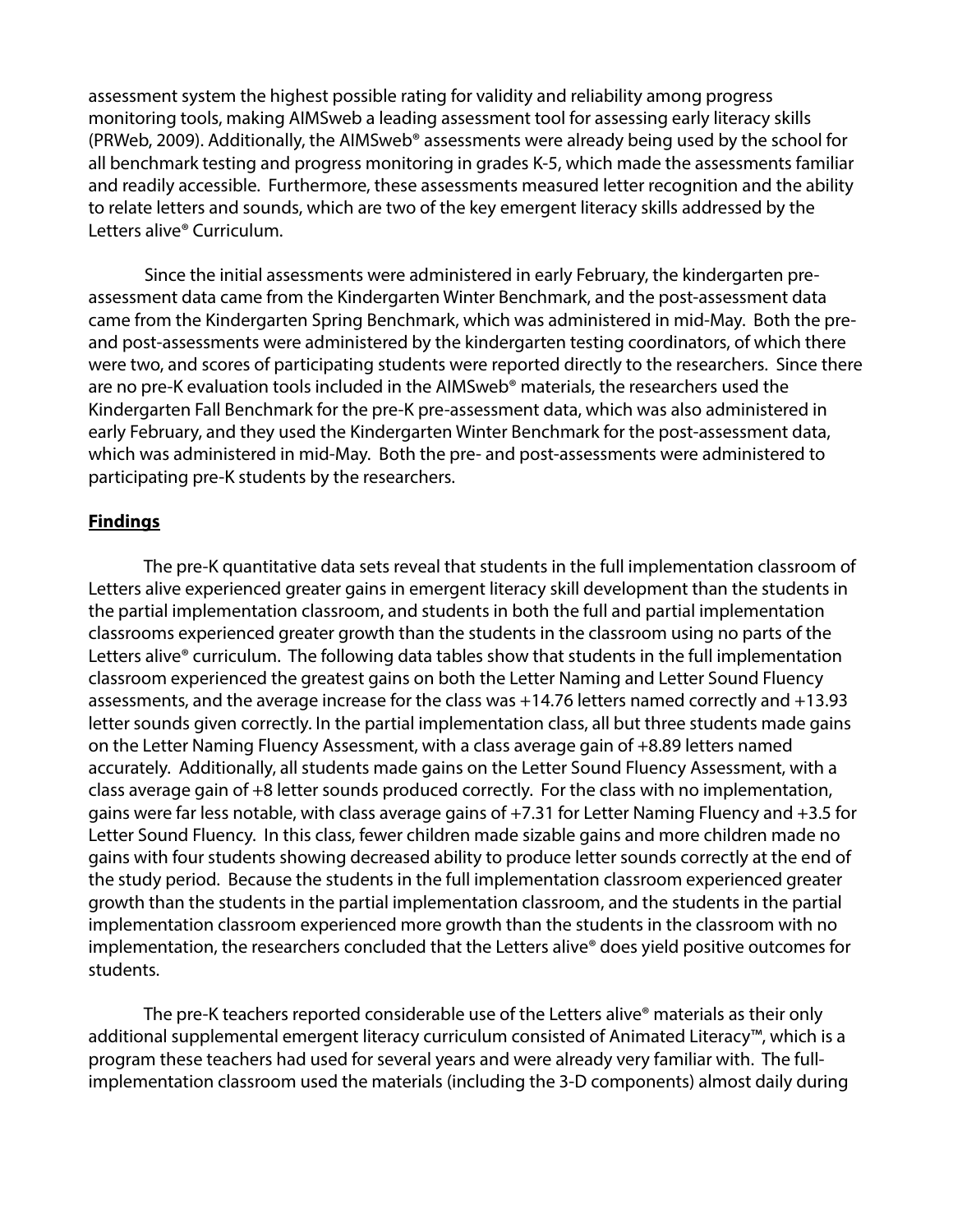assessment system the highest possible rating for validity and reliability among progress monitoring tools, making AIMSweb a leading assessment tool for assessing early literacy skills (PRWeb, 2009). Additionally, the AIMSweb® assessments were already being used by the school for all benchmark testing and progress monitoring in grades K-5, which made the assessments familiar and readily accessible. Furthermore, these assessments measured letter recognition and the ability to relate letters and sounds, which are two of the key emergent literacy skills addressed by the Letters alive® Curriculum.

Since the initial assessments were administered in early February, the kindergarten pre-assessment data came from the Kindergarten Winter Benchmark, and the post-assessment data came from the Kindergarten Spring Benchmark, which was administered in mid-May. Both the pre- and post-assessments were administered by the kindergarten testing coordinators, of which there were two, and scores of participating students were reported directly to the researchers. Since there are no pre-K evaluation tools included in the AIMSweb® materials, the researchers used the Kindergarten Fall Benchmark for the pre-K pre-assessment data, which was also administered in early February, and they used the Kindergarten Winter Benchmark for the post-assessment data, which was administered in mid-May. Both the pre- and post-assessments were administered to participating pre-K students by the researchers.

## Findings

The pre-K quantitative data sets reveal that students in the full implementation classroom of Letters alive experienced greater gains in emergent literacy skill development than the students in the partial implementation classroom, and students in both the full and partial implementation classrooms experienced greater growth than the students in the classroom using no parts of the Letters alive® curriculum. The following data tables show that students in the full implementation classroom experienced the greatest gains on both the Letter Naming and Letter Sound Fluency assessments, and the average increase for the class was +14.76 letters named correctly and +13.93 letter sounds given correctly. In the partial implementation class, all but three students made gains on the Letter Naming Fluency Assessment, with a class average gain of +8.89 letters named accurately. Additionally, all students made gains on the Letter Sound Fluency Assessment, with a class average gain of +8 letter sounds produced correctly. For the class with no implementation, gains were far less notable, with class average gains of +7.31 for Letter Naming Fluency and +3.5 for Letter Sound Fluency. In this class, fewer children made sizable gains and more children made no gains with four students showing decreased ability to produce letter sounds correctly at the end of the study period. Because the students in the full implementation classroom experienced greater growth than the students in the partial implementation classroom, and the students in the partial implementation classroom experienced more growth than the students in the classroom with no implementation, the researchers concluded that the Letters alive® does yield positive outcomes for students.

The pre-K teachers reported considerable use of the Letters alive® materials as their only additional supplemental emergent literacy curriculum consisted of Animated Literacy™, which is a program these teachers had used for several years and were already very familiar with. The full-implementation classroom used the materials (including the 3-D components) almost daily during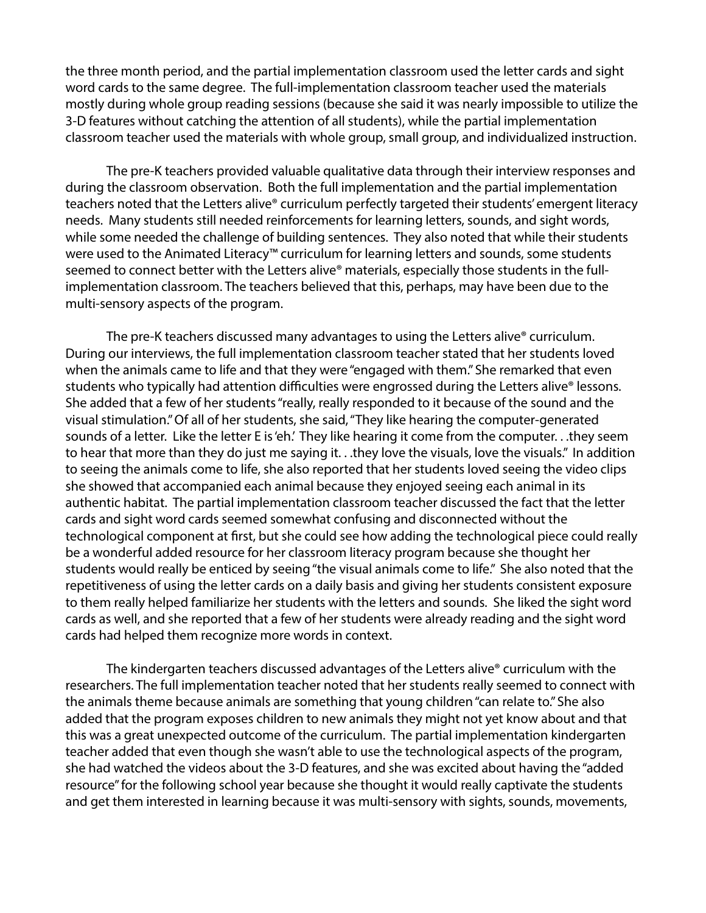the three month period, and the partial implementation classroom used the letter cards and sight word cards to the same degree. The full-implementation classroom teacher used the materials mostly during whole group reading sessions (because she said it was nearly impossible to utilize the 3-D features without catching the attention of all students), while the partial implementation classroom teacher used the materials with whole group, small group, and individualized instruction.

The pre-K teachers provided valuable qualitative data through their interview responses and during the classroom observation. Both the full implementation and the partial implementation teachers noted that the Letters alive® curriculum perfectly targeted their students' emergent literacy needs. Many students still needed reinforcements for learning letters, sounds, and sight words, while some needed the challenge of building sentences. They also noted that while their students were used to the Animated Literacy™ curriculum for learning letters and sounds, some students seemed to connect better with the Letters alive® materials, especially those students in the full-implementation classroom. The teachers believed that this, perhaps, may have been due to the multi-sensory aspects of the program.

The pre-K teachers discussed many advantages to using the Letters alive® curriculum. During our interviews, the full implementation classroom teacher stated that her students loved when the animals came to life and that they were "engaged with them." She remarked that even students who typically had attention difficulties were engrossed during the Letters alive® lessons. She added that a few of her students "really, really responded to it because of the sound and the visual stimulation." Of all of her students, she said, "They like hearing the computer-generated sounds of a letter. Like the letter E is 'eh.' They like hearing it come from the computer. . .they seem to hear that more than they do just me saying it. . .they love the visuals, love the visuals." In addition to seeing the animals come to life, she also reported that her students loved seeing the video clips she showed that accompanied each animal because they enjoyed seeing each animal in its authentic habitat. The partial implementation classroom teacher discussed the fact that the letter cards and sight word cards seemed somewhat confusing and disconnected without the technological component at first, but she could see how adding the technological piece could really be a wonderful added resource for her classroom literacy program because she thought her students would really be enticed by seeing "the visual animals come to life." She also noted that the repetitiveness of using the letter cards on a daily basis and giving her students consistent exposure to them really helped familiarize her students with the letters and sounds. She liked the sight word cards as well, and she reported that a few of her students were already reading and the sight word cards had helped them recognize more words in context.

The kindergarten teachers discussed advantages of the Letters alive® curriculum with the researchers. The full implementation teacher noted that her students really seemed to connect with the animals theme because animals are something that young children "can relate to." She also added that the program exposes children to new animals they might not yet know about and that this was a great unexpected outcome of the curriculum. The partial implementation kindergarten teacher added that even though she wasn't able to use the technological aspects of the program, she had watched the videos about the 3-D features, and she was excited about having the "added resource" for the following school year because she thought it would really captivate the students and get them interested in learning because it was multi-sensory with sights, sounds, movements,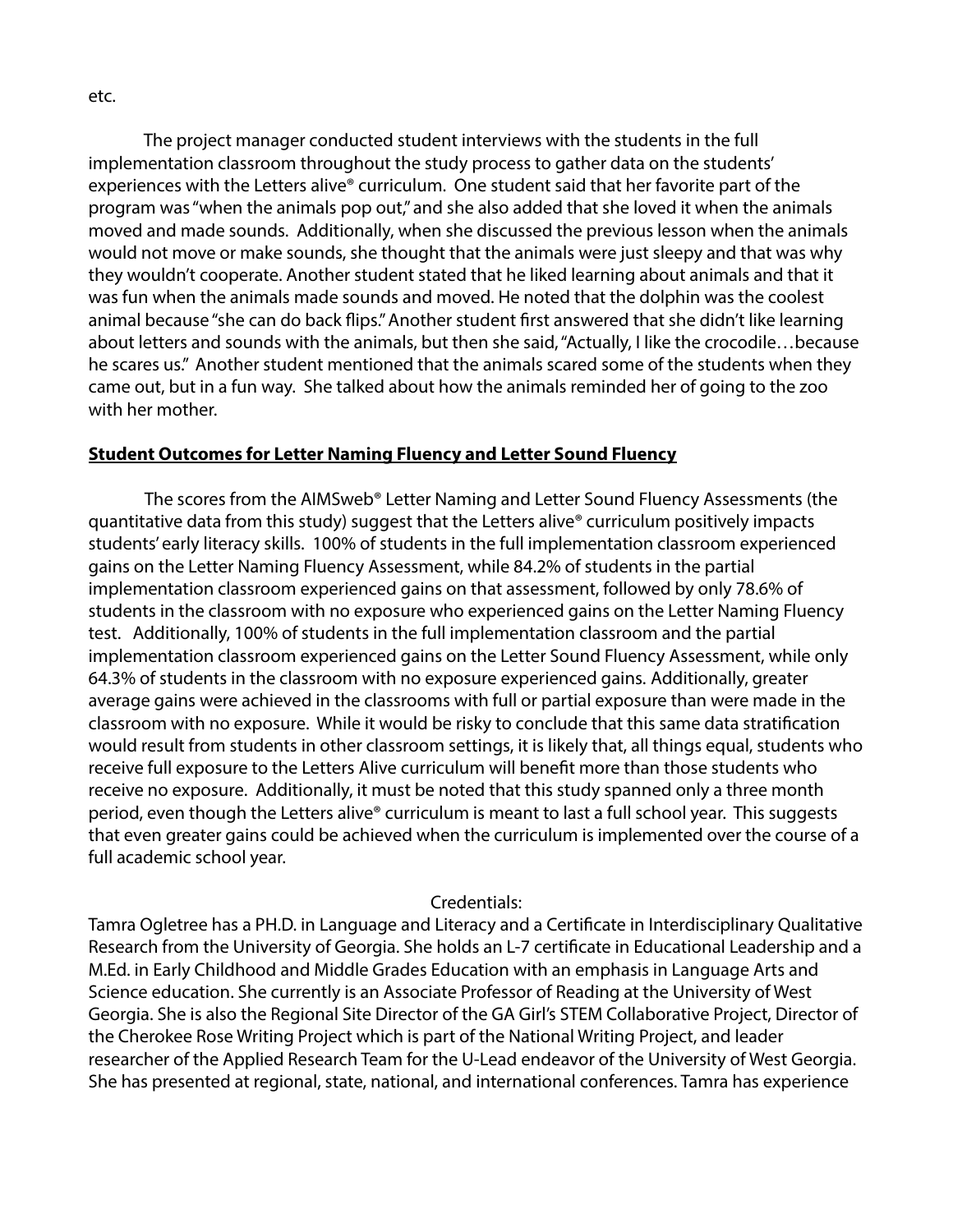etc.

The project manager conducted student interviews with the students in the full implementation classroom throughout the study process to gather data on the students' experiences with the Letters alive® curriculum. One student said that her favorite part of the program was "when the animals pop out," and she also added that she loved it when the animals moved and made sounds. Additionally, when she discussed the previous lesson when the animals would not move or make sounds, she thought that the animals were just sleepy and that was why they wouldn't cooperate. Another student stated that he liked learning about animals and that it was fun when the animals made sounds and moved. He noted that the dolphin was the coolest animal because "she can do back flips." Another student first answered that she didn't like learning about letters and sounds with the animals, but then she said, "Actually, I like the crocodile…because he scares us." Another student mentioned that the animals scared some of the students when they came out, but in a fun way. She talked about how the animals reminded her of going to the zoo with her mother.

**Student Outcomes for Letter Naming Fluency and Letter Sound Fluency**

The scores from the AIMSweb® Letter Naming and Letter Sound Fluency Assessments (the quantitative data from this study) suggest that the Letters alive® curriculum positively impacts students' early literacy skills. 100% of students in the full implementation classroom experienced gains on the Letter Naming Fluency Assessment, while 84.2% of students in the partial implementation classroom experienced gains on that assessment, followed by only 78.6% of students in the classroom with no exposure who experienced gains on the Letter Naming Fluency test. Additionally, 100% of students in the full implementation classroom and the partial implementation classroom experienced gains on the Letter Sound Fluency Assessment, while only 64.3% of students in the classroom with no exposure experienced gains. Additionally, greater average gains were achieved in the classrooms with full or partial exposure than were made in the classroom with no exposure. While it would be risky to conclude that this same data stratification would result from students in other classroom settings, it is likely that, all things equal, students who receive full exposure to the Letters Alive curriculum will benefit more than those students who receive no exposure. Additionally, it must be noted that this study spanned only a three month period, even though the Letters alive® curriculum is meant to last a full school year. This suggests that even greater gains could be achieved when the curriculum is implemented over the course of a full academic school year.

Credentials:

Tamra Ogletree has a PH.D. in Language and Literacy and a Certificate in Interdisciplinary Qualitative Research from the University of Georgia. She holds an L-7 certificate in Educational Leadership and a M.Ed. in Early Childhood and Middle Grades Education with an emphasis in Language Arts and Science education. She currently is an Associate Professor of Reading at the University of West Georgia. She is also the Regional Site Director of the GA Girl's STEM Collaborative Project, Director of the Cherokee Rose Writing Project which is part of the National Writing Project, and leader researcher of the Applied Research Team for the U-Lead endeavor of the University of West Georgia. She has presented at regional, state, national, and international conferences. Tamra has experience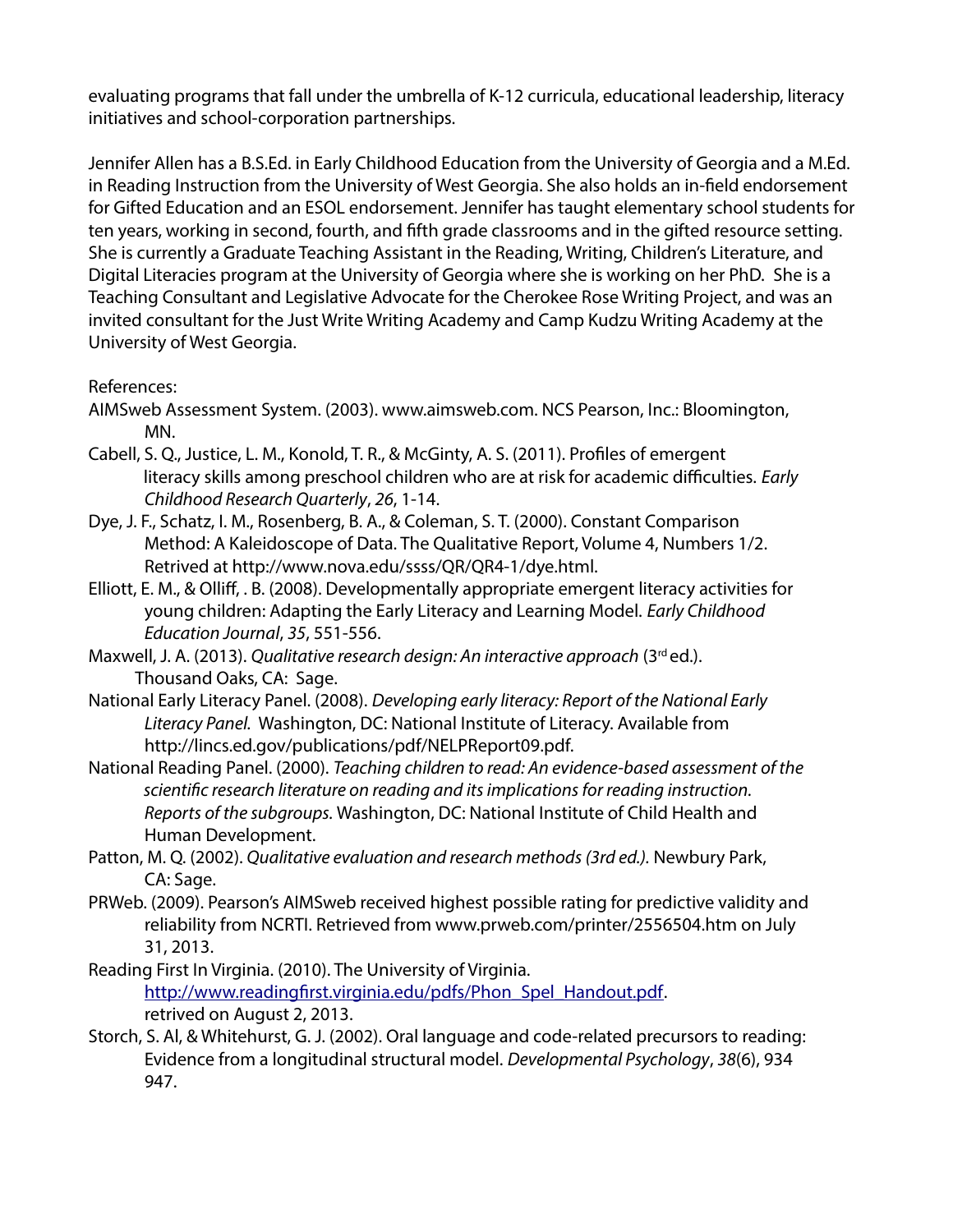evaluating programs that fall under the umbrella of K-12 curricula, educational leadership, literacy initiatives and school-corporation partnerships.

Jennifer Allen has a B.S.Ed. in Early Childhood Education from the University of Georgia and a M.Ed. in Reading Instruction from the University of West Georgia. She also holds an in-field endorsement for Gifted Education and an ESOL endorsement. Jennifer has taught elementary school students for ten years, working in second, fourth, and fifth grade classrooms and in the gifted resource setting. She is currently a Graduate Teaching Assistant in the Reading, Writing, Children's Literature, and Digital Literacies program at the University of Georgia where she is working on her PhD. She is a Teaching Consultant and Legislative Advocate for the Cherokee Rose Writing Project, and was an invited consultant for the Just Write Writing Academy and Camp Kudzu Writing Academy at the University of West Georgia.

References:

AIMSweb Assessment System. (2003). www.aimsweb.com. NCS Pearson, Inc.: Bloomington, MN.

Cabell, S. Q., Justice, L. M., Konold, T. R., & McGinty, A. S. (2011). Profiles of emergent literacy skills among preschool children who are at risk for academic difficulties. *Early Childhood Research Quarterly*, *26*, 1-14.

Dye, J. F., Schatz, I. M., Rosenberg, B. A., & Coleman, S. T. (2000). Constant Comparison Method: A Kaleidoscope of Data. The Qualitative Report, Volume 4, Numbers 1/2. Retrived at http://www.nova.edu/ssss/QR/QR4-1/dye.html.

Elliott, E. M., & Olliff, . B. (2008). Developmentally appropriate emergent literacy activities for young children: Adapting the Early Literacy and Learning Model. *Early Childhood Education Journal*, *35*, 551-556.

Maxwell, J. A. (2013). *Qualitative research design: An interactive approach* (3rd ed.). Thousand Oaks, CA: Sage.

National Early Literacy Panel. (2008). *Developing early literacy: Report of the National Early Literacy Panel.* Washington, DC: National Institute of Literacy. Available from http://lincs.ed.gov/publications/pdf/NELPReport09.pdf.

National Reading Panel. (2000). *Teaching children to read: An evidence-based assessment of the scientific research literature on reading and its implications for reading instruction. Reports of the subgroups.* Washington, DC: National Institute of Child Health and Human Development.

Patton, M. Q. (2002). *Qualitative evaluation and research methods (3rd ed.).* Newbury Park, CA: Sage.

PRWeb. (2009). Pearson's AIMSweb received highest possible rating for predictive validity and reliability from NCRTI. Retrieved from www.prweb.com/printer/2556504.htm on July 31, 2013.

Reading First In Virginia. (2010). The University of Virginia. http://www.readingfirst.virginia.edu/pdfs/Phon_Spel_Handout.pdf. retrived on August 2, 2013.

Storch, S. Al, & Whitehurst, G. J. (2002). Oral language and code-related precursors to reading: Evidence from a longitudinal structural model. *Developmental Psychology*, *38*(6), 934 947.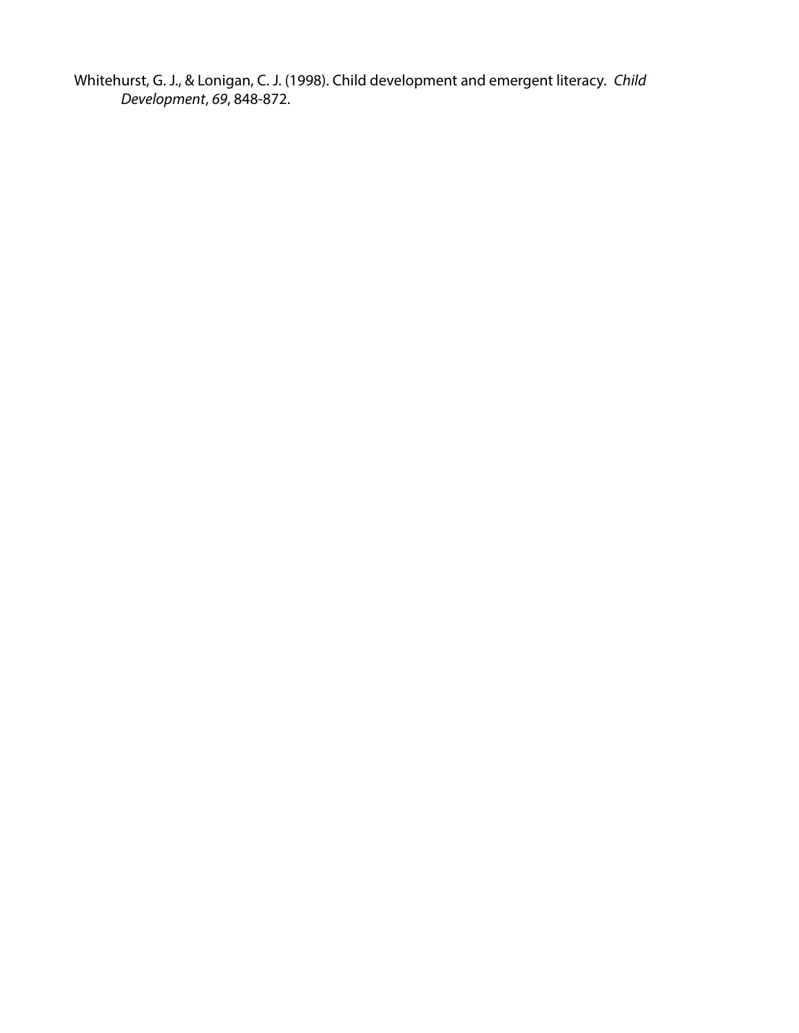Whitehurst, G. J., & Lonigan, C. J. (1998). Child development and emergent literacy. *Child Development*, *69*, 848-872.